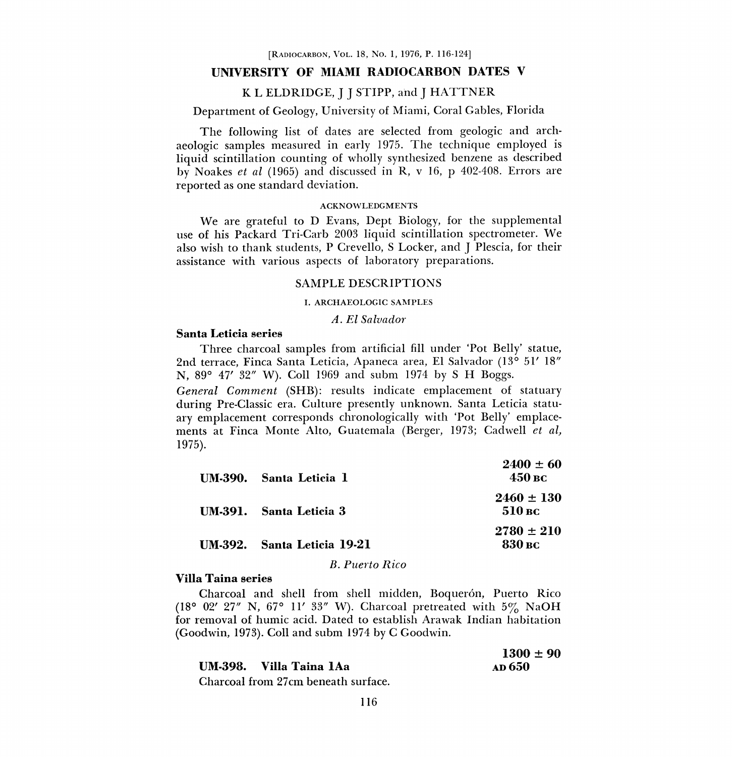# UNIVERSITY OF MIAMI RADIOCARBON DATES V

K L ELDRIDGE, J J STIPP, and J HATTNER

Department of Geology, University of Miami, Coral Gables, Florida

The following list of dates are selected from geologic and archaeologic samples measured in early 1975. The technique employed is liquid scintillation counting of wholly synthesized benzene as described by Noakes *et al* (1965) and discussed in R, v 16, p 402-408. Errors are reported as one standard deviation.

## ACKNOWLEDGMENTS

We are grateful to D Evans, Dept Biology, for the supplemental use of his Packard Tri-Carb 2003 liquid scintillation spectrometer. We also wish to thank students, P Crevello, S Locker, and J Plescia, for their assistance with various aspects of laboratory preparations.

## SAMPLE DESCRIPTIONS

### I. ARCHAEOLOGIC SAMPLES

#### *A. El Salvador*

**Santa Leticia series**

Three charcoal samples from artificial fill under 'Pot Belly' statue, 2nd terrace, Finca Santa Leticia, Apaneca area, El Salvador (13° 51′ 18″ N, 89° 47′ 32″ W). Coll 1969 and subm 1974 by S H Boggs.

*General Comment* (SHB): results indicate emplacement of statuary during Pre-Classic era. Culture presently unknown. Santa Leticia statuary emplacement corresponds chronologically with 'Pot Belly' emplacements at Finca Monte Alto, Guatemala (Berger, 1973; Cadwell *et al*, 1975).

**UM-390. Santa Leticia 1** — **2400 ± 60**, **450 BC**

**UM-391. Santa Leticia 3** — **2460 ± 130**, **510 BC**

**UM-392. Santa Leticia 19-21** — **2780 ± 210**, **830 BC**

#### *B. Puerto Rico*

**Villa Taina series**

Charcoal and shell from shell midden, Boquerón, Puerto Rico (18° 02′ 27″ N, 67° 11′ 33″ W). Charcoal pretreated with 5% NaOH for removal of humic acid. Dated to establish Arawak Indian habitation (Goodwin, 1973). Coll and subm 1974 by C Goodwin.

**UM-398. Villa Taina 1Aa** — **1300 ± 90**, **AD 650**

Charcoal from 27cm beneath surface.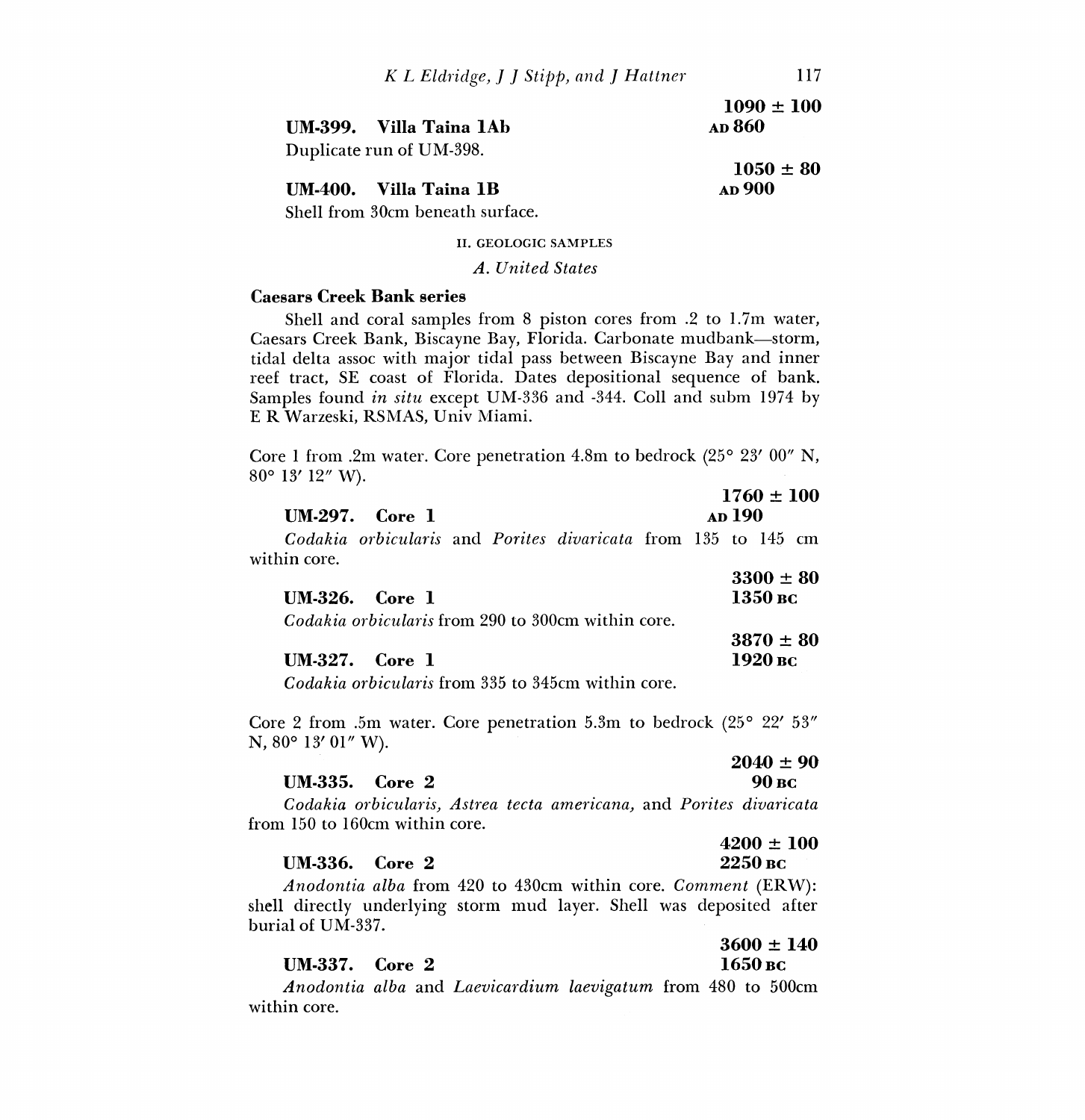**UM-399. Villa Taina 1Ab** — **1090 ± 100** — **AD 860**

Duplicate run of UM-398.

**UM-400. Villa Taina 1B** — **1050 ± 80** — **AD 900**

Shell from 30cm beneath surface.

## II. GEOLOGIC SAMPLES

### *A. United States*

**Caesars Creek Bank series**

Shell and coral samples from 8 piston cores from .2 to 1.7m water, Caesars Creek Bank, Biscayne Bay, Florida. Carbonate mudbank—storm, tidal delta assoc with major tidal pass between Biscayne Bay and inner reef tract, SE coast of Florida. Dates depositional sequence of bank. Samples found *in situ* except UM-336 and -344. Coll and subm 1974 by E R Warzeski, RSMAS, Univ Miami.

Core 1 from .2m water. Core penetration 4.8m to bedrock (25° 23′ 00″ N, 80° 13′ 12″ W).

**UM-297. Core 1** — **1760 ± 100** — **AD 190**

*Codakia orbicularis* and *Porites divaricata* from 135 to 145 cm within core.

**UM-326. Core 1** — **3300 ± 80** — **1350 BC**

*Codakia orbicularis* from 290 to 300cm within core.

**UM-327. Core 1** — **3870 ± 80** — **1920 BC**

*Codakia orbicularis* from 335 to 345cm within core.

Core 2 from .5m water. Core penetration 5.3m to bedrock (25° 22′ 53″ N, 80° 13′ 01″ W).

**UM-335. Core 2** — **2040 ± 90** — **90 BC**

*Codakia orbicularis, Astrea tecta americana,* and *Porites divaricata* from 150 to 160cm within core.

**UM-336. Core 2** — **4200 ± 100** — **2250 BC**

*Anodontia alba* from 420 to 430cm within core. *Comment* (ERW): shell directly underlying storm mud layer. Shell was deposited after burial of UM-337.

**UM-337. Core 2** — **3600 ± 140** — **1650 BC**

*Anodontia alba* and *Laevicardium laevigatum* from 480 to 500cm within core.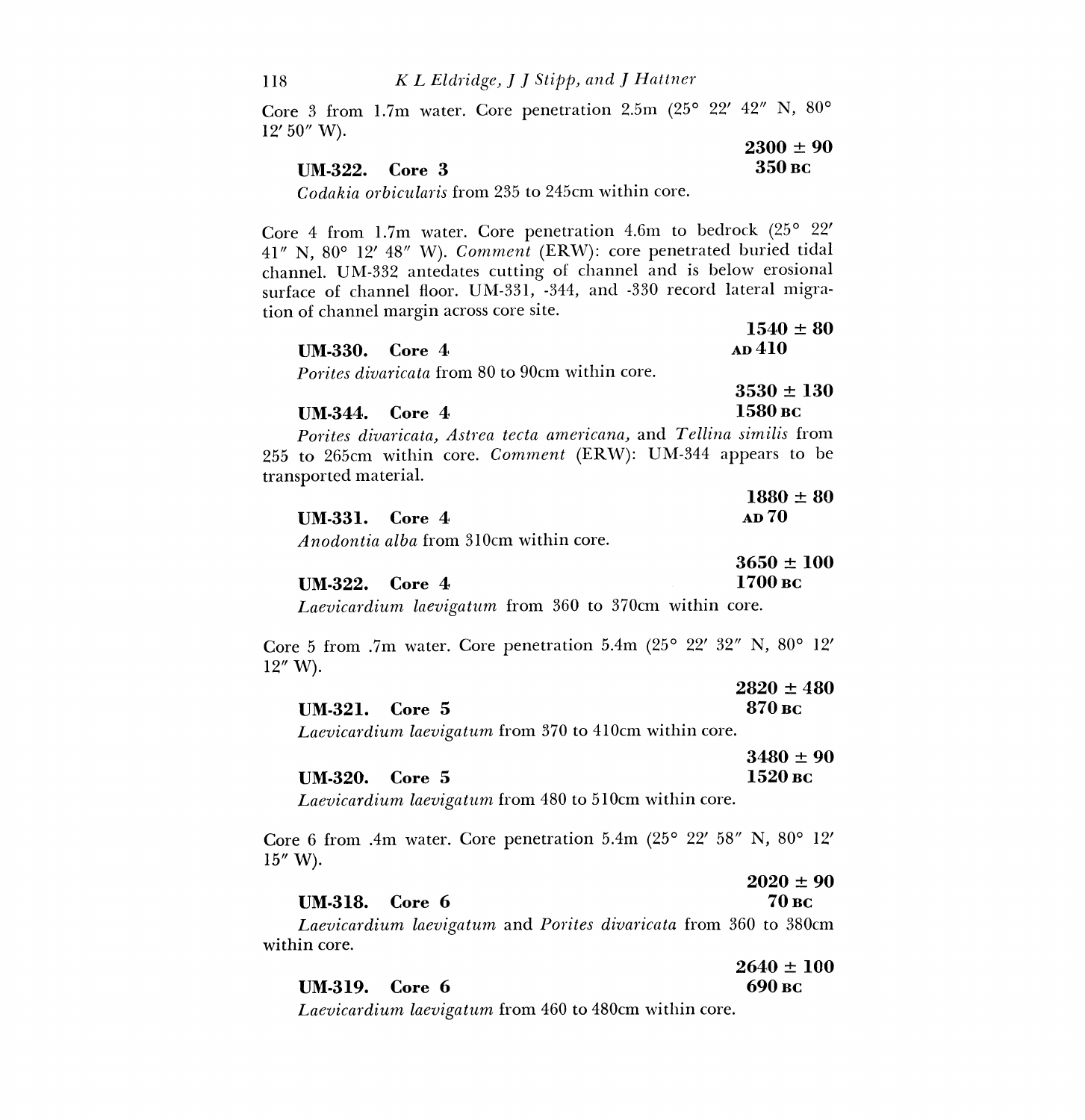Core 3 from 1.7m water. Core penetration 2.5m (25° 22′ 42″ N, 80° 12′ 50″ W).

**UM-322. Core 3** — **2300 ± 90**
**350 BC**

*Codakia orbicularis* from 235 to 245cm within core.

Core 4 from 1.7m water. Core penetration 4.6m to bedrock (25° 22′ 41″ N, 80° 12′ 48″ W). *Comment* (ERW): core penetrated buried tidal channel. UM-332 antedates cutting of channel and is below erosional surface of channel floor. UM-331, -344, and -330 record lateral migration of channel margin across core site.

**UM-330. Core 4** — **1540 ± 80**
**AD 410**

*Porites divaricata* from 80 to 90cm within core.

**UM-344. Core 4** — **3530 ± 130**
**1580 BC**

*Porites divaricata, Astrea tecta americana,* and *Tellina similis* from 255 to 265cm within core. *Comment* (ERW): UM-344 appears to be transported material.

**UM-331. Core 4** — **1880 ± 80**
**AD 70**

*Anodontia alba* from 310cm within core.

**UM-322. Core 4** — **3650 ± 100**
**1700 BC**

*Laevicardium laevigatum* from 360 to 370cm within core.

Core 5 from .7m water. Core penetration 5.4m (25° 22′ 32″ N, 80° 12′ 12″ W).

**UM-321. Core 5** — **2820 ± 480**
**870 BC**

*Laevicardium laevigatum* from 370 to 410cm within core.

**UM-320. Core 5** — **3480 ± 90**
**1520 BC**

*Laevicardium laevigatum* from 480 to 510cm within core.

Core 6 from .4m water. Core penetration 5.4m (25° 22′ 58″ N, 80° 12′ 15″ W).

**UM-318. Core 6** — **2020 ± 90**
**70 BC**

*Laevicardium laevigatum* and *Porites divaricata* from 360 to 380cm within core.

**UM-319. Core 6** — **2640 ± 100**
**690 BC**

*Laevicardium laevigatum* from 460 to 480cm within core.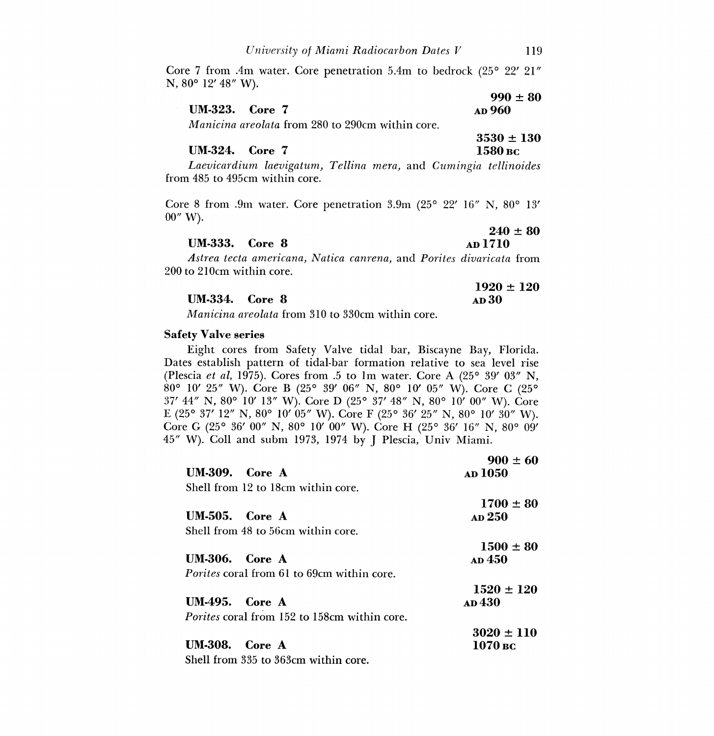Core 7 from .4m water. Core penetration 5.4m to bedrock (25° 22′ 21″ N, 80° 12′ 48″ W).

**UM-323. Core 7** — **990 ± 80** — **AD 960**

*Manicina areolata* from 280 to 290cm within core.

**UM-324. Core 7** — **3530 ± 130** — **1580 BC**

*Laevicardium laevigatum, Tellina mera,* and *Cumingia tellinoides* from 485 to 495cm within core.

Core 8 from .9m water. Core penetration 3.9m (25° 22′ 16″ N, 80° 13′ 00″ W).

**UM-333. Core 8** — **240 ± 80** — **AD 1710**

*Astrea tecta americana, Natica canrena,* and *Porites divaricata* from 200 to 210cm within core.

**UM-334. Core 8** — **1920 ± 120** — **AD 30**

*Manicina areolata* from 310 to 330cm within core.

**Safety Valve series**

Eight cores from Safety Valve tidal bar, Biscayne Bay, Florida. Dates establish pattern of tidal-bar formation relative to sea level rise (Plescia *et al*, 1975). Cores from .5 to 1m water. Core A (25° 39′ 03″ N, 80° 10′ 25″ W). Core B (25° 39′ 06″ N, 80° 10′ 05″ W). Core C (25° 37′ 44″ N, 80° 10′ 13″ W). Core D (25° 37′ 48″ N, 80° 10′ 00″ W). Core E (25° 37′ 12″ N, 80° 10′ 05″ W). Core F (25° 36′ 25″ N, 80° 10′ 30″ W). Core G (25° 36′ 00″ N, 80° 10′ 00″ W). Core H (25° 36′ 16″ N, 80° 09′ 45″ W). Coll and subm 1973, 1974 by J Plescia, Univ Miami.

**UM-309. Core A** — **900 ± 60** — **AD 1050**

Shell from 12 to 18cm within core.

**UM-505. Core A** — **1700 ± 80** — **AD 250**

Shell from 48 to 56cm within core.

**UM-306. Core A** — **1500 ± 80** — **AD 450**

*Porites* coral from 61 to 69cm within core.

**UM-495. Core A** — **1520 ± 120** — **AD 430**

*Porites* coral from 152 to 158cm within core.

**UM-308. Core A** — **3020 ± 110** — **1070 BC**

Shell from 335 to 363cm within core.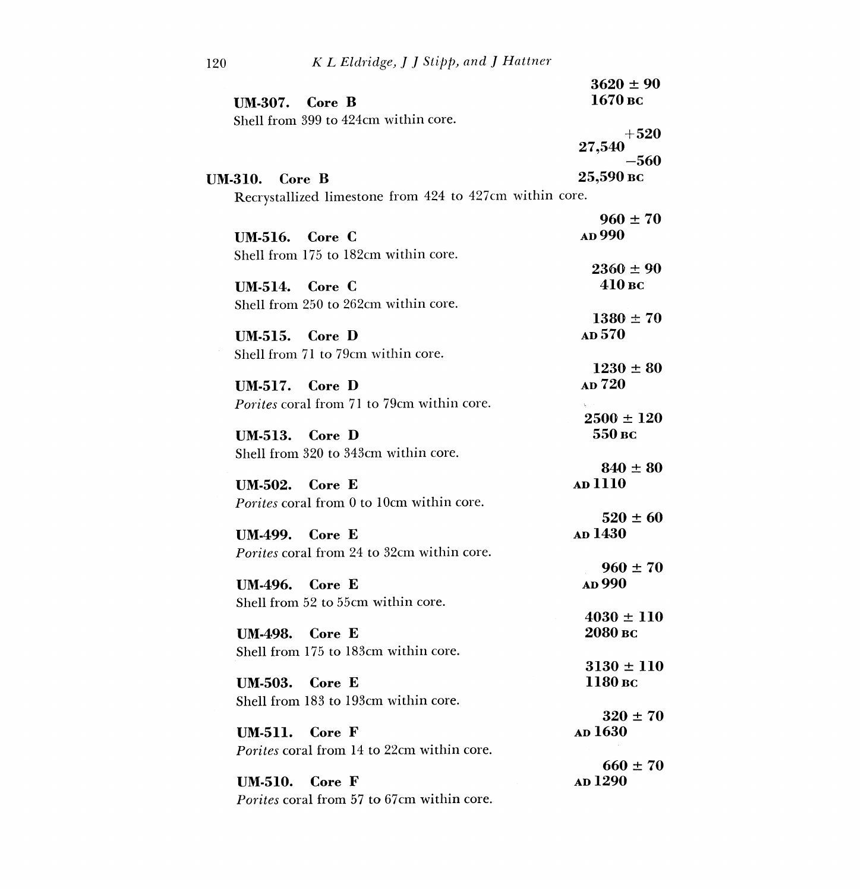**UM-307. Core B** 3620 ± 90
**1670 BC**

Shell from 399 to 424cm within core.

**UM-310. Core B** $27{,}540^{+520}_{-560}$
**25,590 BC**

Recrystallized limestone from 424 to 427cm within core.

**UM-516. Core C** 960 ± 70
**AD 990**

Shell from 175 to 182cm within core.

**UM-514. Core C** 2360 ± 90
**410 BC**

Shell from 250 to 262cm within core.

**UM-515. Core D** 1380 ± 70
**AD 570**

Shell from 71 to 79cm within core.

**UM-517. Core D** 1230 ± 80
**AD 720**

*Porites* coral from 71 to 79cm within core.

**UM-513. Core D** 2500 ± 120
**550 BC**

Shell from 320 to 343cm within core.

**UM-502. Core E** 840 ± 80
**AD 1110**

*Porites* coral from 0 to 10cm within core.

**UM-499. Core E** 520 ± 60
**AD 1430**

*Porites* coral from 24 to 32cm within core.

**UM-496. Core E** 960 ± 70
**AD 990**

Shell from 52 to 55cm within core.

**UM-498. Core E** 4030 ± 110
**2080 BC**

Shell from 175 to 183cm within core.

**UM-503. Core E** 3130 ± 110
**1180 BC**

Shell from 183 to 193cm within core.

**UM-511. Core F** 320 ± 70
**AD 1630**

*Porites* coral from 14 to 22cm within core.

**UM-510. Core F** 660 ± 70
**AD 1290**

*Porites* coral from 57 to 67cm within core.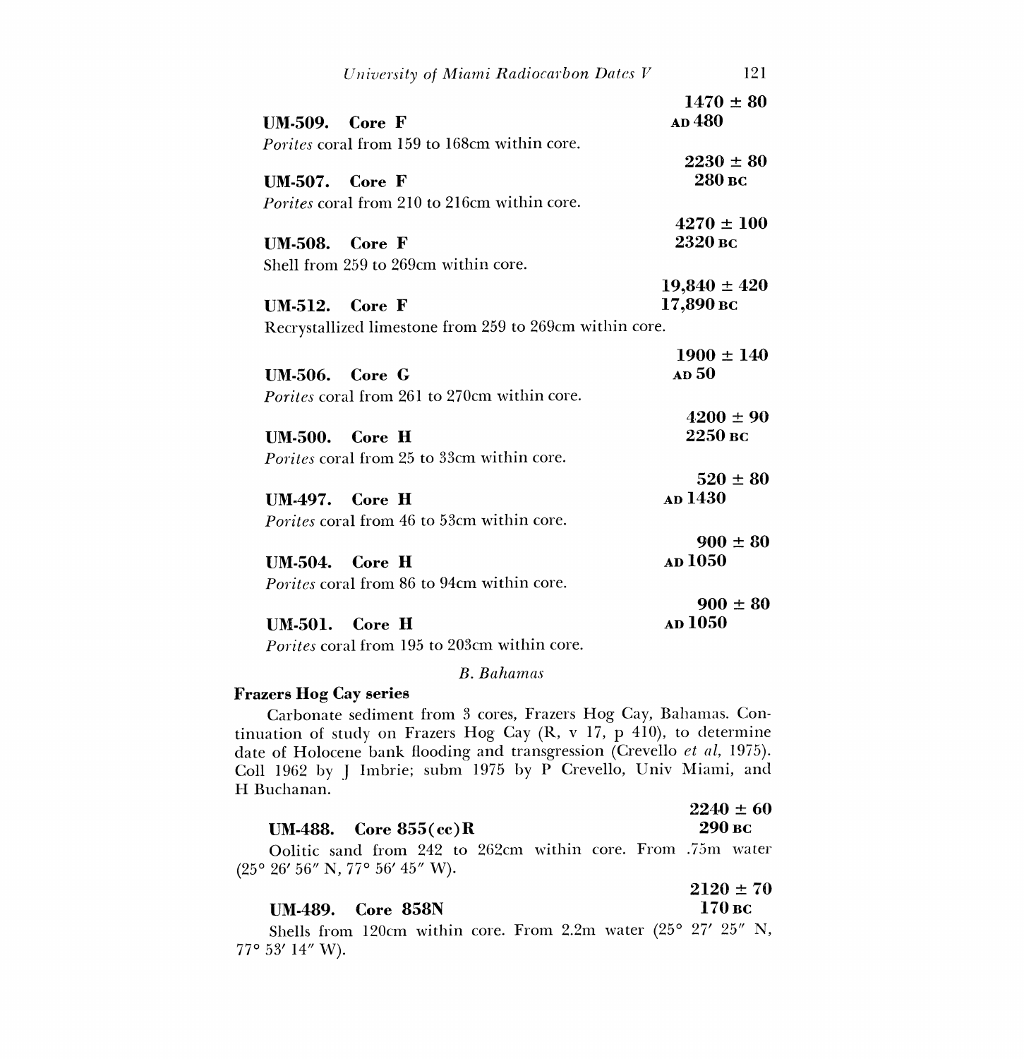**UM-509. Core F** 1470 ± 80 AD 480

*Porites* coral from 159 to 168cm within core.

**UM-507. Core F** 2230 ± 80 280 BC

*Porites* coral from 210 to 216cm within core.

**UM-508. Core F** 4270 ± 100 2320 BC

Shell from 259 to 269cm within core.

**UM-512. Core F** 19,840 ± 420 17,890 BC

Recrystallized limestone from 259 to 269cm within core.

**UM-506. Core G** 1900 ± 140 AD 50

*Porites* coral from 261 to 270cm within core.

**UM-500. Core H** 4200 ± 90 2250 BC

*Porites* coral from 25 to 33cm within core.

**UM-497. Core H** 520 ± 80 AD 1430

*Porites* coral from 46 to 53cm within core.

**UM-504. Core H** 900 ± 80 AD 1050

*Porites* coral from 86 to 94cm within core.

**UM-501. Core H** 900 ± 80 AD 1050

*Porites* coral from 195 to 203cm within core.

*B. Bahamas*

**Frazers Hog Cay series**

Carbonate sediment from 3 cores, Frazers Hog Cay, Bahamas. Continuation of study on Frazers Hog Cay (R, v 17, p 410), to determine date of Holocene bank flooding and transgression (Crevello *et al*, 1975). Coll 1962 by J Imbrie; subm 1975 by P Crevello, Univ Miami, and H Buchanan.

**UM-488. Core 855(cc)R** 2240 ± 60 290 BC

Oolitic sand from 242 to 262cm within core. From .75m water (25° 26′ 56″ N, 77° 56′ 45″ W).

**UM-489. Core 858N** 2120 ± 70 170 BC

Shells from 120cm within core. From 2.2m water (25° 27′ 25″ N, 77° 53′ 14″ W).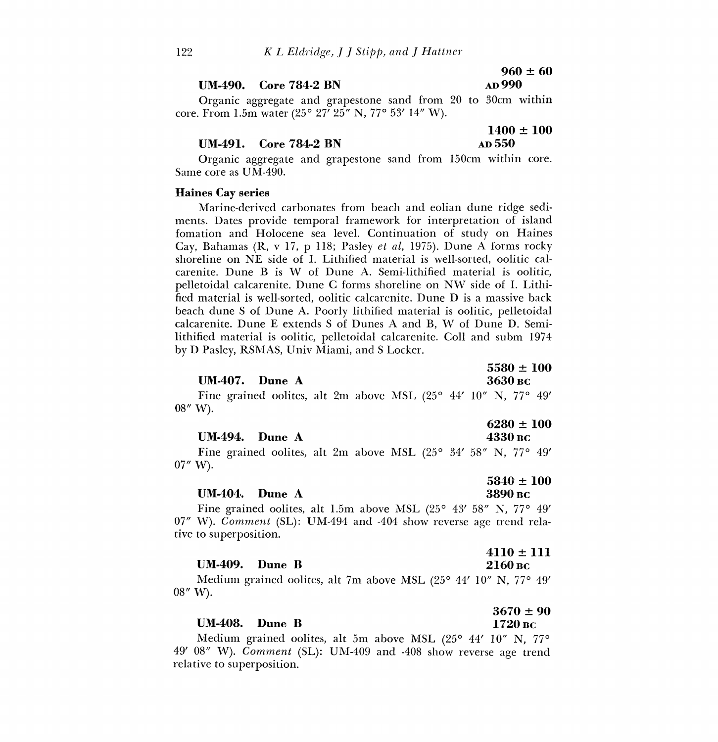**UM-490. Core 784-2 BN** **960 ± 60**
**AD 990**

Organic aggregate and grapestone sand from 20 to 30cm within core. From 1.5m water (25° 27′ 25″ N, 77° 53′ 14″ W).

**UM-491. Core 784-2 BN** **1400 ± 100**
**AD 550**

Organic aggregate and grapestone sand from 150cm within core. Same core as UM-490.

**Haines Cay series**

Marine-derived carbonates from beach and eolian dune ridge sediments. Dates provide temporal framework for interpretation of island fomation and Holocene sea level. Continuation of study on Haines Cay, Bahamas (R, v 17, p 118; Pasley *et al*, 1975). Dune A forms rocky shoreline on NE side of I. Lithified material is well-sorted, oolitic calcarenite. Dune B is W of Dune A. Semi-lithified material is oolitic, pelletoidal calcarenite. Dune C forms shoreline on NW side of I. Lithified material is well-sorted, oolitic calcarenite. Dune D is a massive back beach dune S of Dune A. Poorly lithified material is oolitic, pelletoidal calcarenite. Dune E extends S of Dunes A and B, W of Dune D. Semi-lithified material is oolitic, pelletoidal calcarenite. Coll and subm 1974 by D Pasley, RSMAS, Univ Miami, and S Locker.

**UM-407. Dune A** **5580 ± 100**
**3630 BC**

Fine grained oolites, alt 2m above MSL (25° 44′ 10″ N, 77° 49′ 08″ W).

**UM-494. Dune A** **6280 ± 100**
**4330 BC**

Fine grained oolites, alt 2m above MSL (25° 34′ 58″ N, 77° 49′ 07″ W).

**UM-404. Dune A** **5840 ± 100**
**3890 BC**

Fine grained oolites, alt 1.5m above MSL (25° 43′ 58″ N, 77° 49′ 07″ W). *Comment* (SL): UM-494 and -404 show reverse age trend relative to superposition.

**UM-409. Dune B** **4110 ± 111**
**2160 BC**

Medium grained oolites, alt 7m above MSL (25° 44′ 10″ N, 77° 49′ 08″ W).

**UM-408. Dune B** **3670 ± 90**
**1720 BC**

Medium grained oolites, alt 5m above MSL (25° 44′ 10″ N, 77° 49′ 08″ W). *Comment* (SL): UM-409 and -408 show reverse age trend relative to superposition.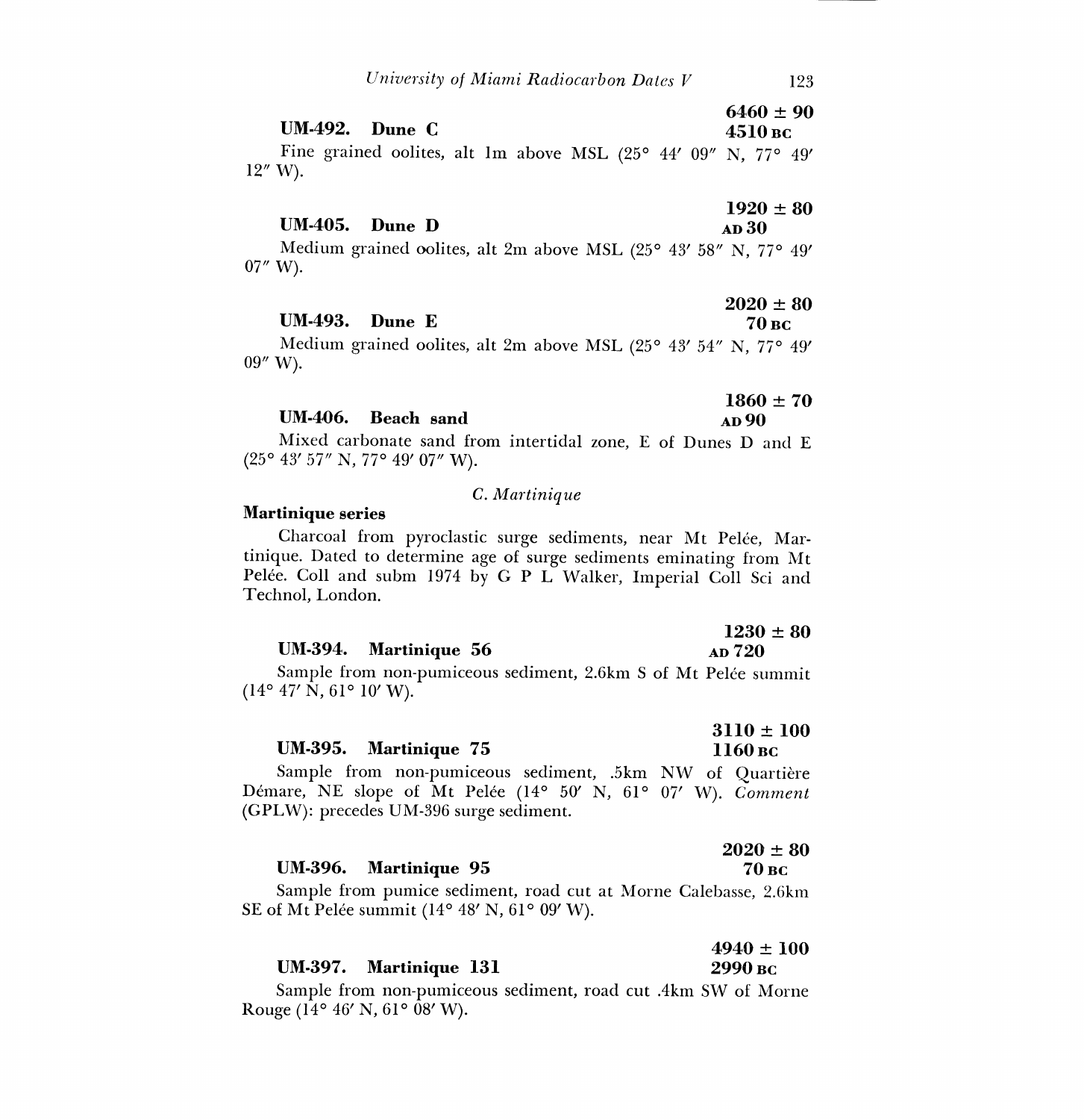**UM-492. Dune C** — **6460 ± 90** / **4510 BC**

Fine grained oolites, alt 1m above MSL (25° 44′ 09″ N, 77° 49′ 12″ W).

**UM-405. Dune D** — **1920 ± 80** / **AD 30**

Medium grained oolites, alt 2m above MSL (25° 43′ 58″ N, 77° 49′ 07″ W).

**UM-493. Dune E** — **2020 ± 80** / **70 BC**

Medium grained oolites, alt 2m above MSL (25° 43′ 54″ N, 77° 49′ 09″ W).

**UM-406. Beach sand** — **1860 ± 70** / **AD 90**

Mixed carbonate sand from intertidal zone, E of Dunes D and E (25° 43′ 57″ N, 77° 49′ 07″ W).

### *C. Martinique*

**Martinique series**

Charcoal from pyroclastic surge sediments, near Mt Pelée, Martinique. Dated to determine age of surge sediments eminating from Mt Pelée. Coll and subm 1974 by G P L Walker, Imperial Coll Sci and Technol, London.

**UM-394. Martinique 56** — **1230 ± 80** / **AD 720**

Sample from non-pumiceous sediment, 2.6km S of Mt Pelée summit (14° 47′ N, 61° 10′ W).

**UM-395. Martinique 75** — **3110 ± 100** / **1160 BC**

Sample from non-pumiceous sediment, .5km NW of Quartière Démare, NE slope of Mt Pelée (14° 50′ N, 61° 07′ W). *Comment* (GPLW): precedes UM-396 surge sediment.

**UM-396. Martinique 95** — **2020 ± 80** / **70 BC**

Sample from pumice sediment, road cut at Morne Calebasse, 2.6km SE of Mt Pelée summit (14° 48′ N, 61° 09′ W).

**UM-397. Martinique 131** — **4940 ± 100** / **2990 BC**

Sample from non-pumiceous sediment, road cut .4km SW of Morne Rouge (14° 46′ N, 61° 08′ W).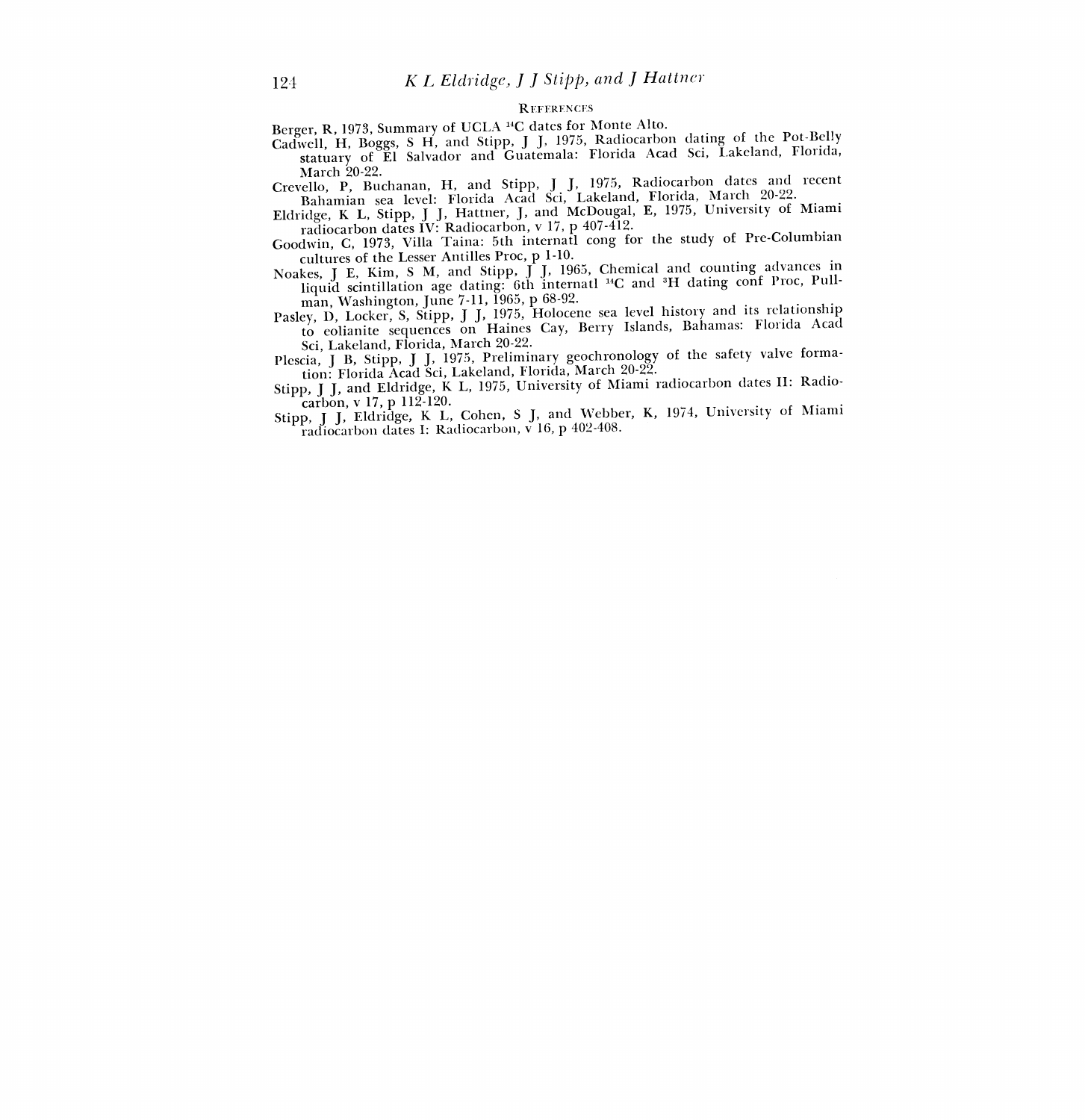## References

Berger, R, 1973, Summary of UCLA $^{14}C$ dates for Monte Alto.

Cadwell, H, Boggs, S H, and Stipp, J J, 1975, Radiocarbon dating of the Pot-Belly statuary of El Salvador and Guatemala: Florida Acad Sci, Lakeland, Florida, March 20-22.

Crevello, P, Buchanan, H, and Stipp, J J, 1975, Radiocarbon dates and recent Bahamian sea level: Florida Acad Sci, Lakeland, Florida, March 20-22.

Eldridge, K L, Stipp, J J, Hattner, J, and McDougal, E, 1975, University of Miami radiocarbon dates IV: Radiocarbon, v 17, p 407-412.

Goodwin, C, 1973, Villa Taina: 5th internatl cong for the study of Pre-Columbian cultures of the Lesser Antilles Proc, p 1-10.

Noakes, J E, Kim, S M, and Stipp, J J, 1965, Chemical and counting advances in liquid scintillation age dating: 6th internatl $^{14}C$ and $^{3}H$ dating conf Proc, Pullman, Washington, June 7-11, 1965, p 68-92.

Pasley, D, Locker, S, Stipp, J J, 1975, Holocene sea level history and its relationship to eolianite sequences on Haines Cay, Berry Islands, Bahamas: Florida Acad Sci, Lakeland, Florida, March 20-22.

Plescia, J B, Stipp, J J, 1975, Preliminary geochronology of the safety valve formation: Florida Acad Sci, Lakeland, Florida, March 20-22.

Stipp, J J, and Eldridge, K L, 1975, University of Miami radiocarbon dates II: Radiocarbon, v 17, p 112-120.

Stipp, J J, Eldridge, K L, Cohen, S J, and Webber, K, 1974, University of Miami radiocarbon dates I: Radiocarbon, v 16, p 402-408.